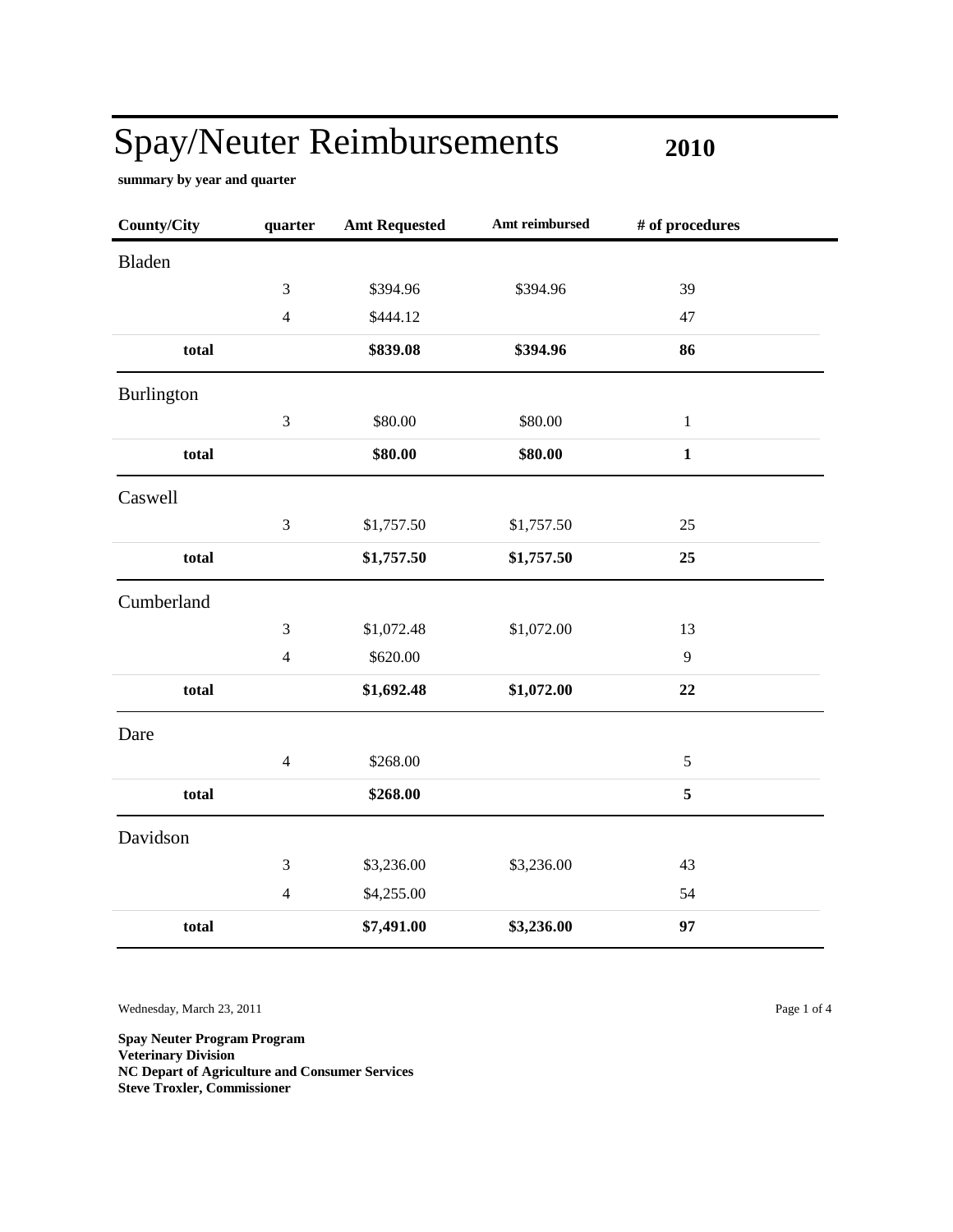# Spay/Neuter Reimbursements 2010

**summary by year and quarter**

| County/City | quarter | Amt Requested | Amt reimbursed | # of procedures |
|---|---|---|---|---|
| Bladen | | | | |
| | 3 | $394.96 | $394.96 | 39 |
| | 4 | $444.12 | | 47 |
| **total** | | **$839.08** | **$394.96** | **86** |
| Burlington | | | | |
| | 3 | $80.00 | $80.00 | 1 |
| **total** | | **$80.00** | **$80.00** | **1** |
| Caswell | | | | |
| | 3 | $1,757.50 | $1,757.50 | 25 |
| **total** | | **$1,757.50** | **$1,757.50** | **25** |
| Cumberland | | | | |
| | 3 | $1,072.48 | $1,072.00 | 13 |
| | 4 | $620.00 | | 9 |
| **total** | | **$1,692.48** | **$1,072.00** | **22** |
| Dare | | | | |
| | 4 | $268.00 | | 5 |
| **total** | | **$268.00** | | **5** |
| Davidson | | | | |
| | 3 | $3,236.00 | $3,236.00 | 43 |
| | 4 | $4,255.00 | | 54 |
| **total** | | **$7,491.00** | **$3,236.00** | **97** |

Wednesday, March 23, 2011

**Spay Neuter Program Program**
**Veterinary Division**
**NC Depart of Agriculture and Consumer Services**
**Steve Troxler, Commissioner**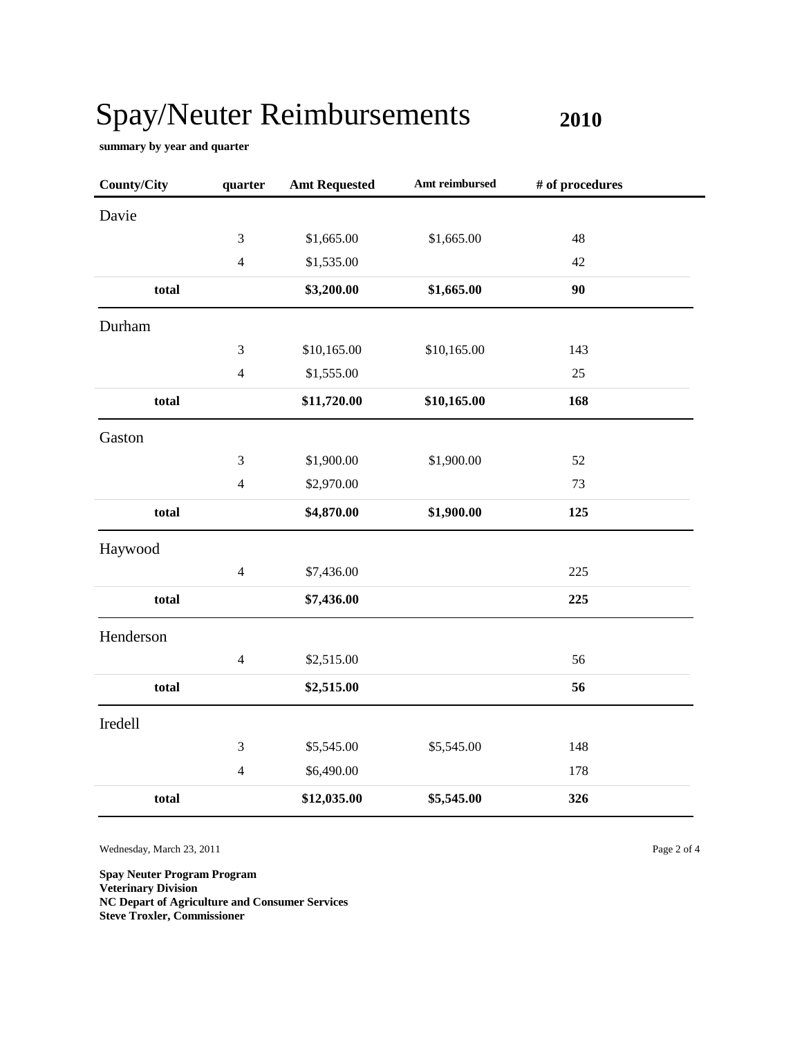# Spay/Neuter Reimbursements **2010**

**summary by year and quarter**

| County/City | quarter | Amt Requested | Amt reimbursed | # of procedures |
|---|---|---|---|---|
| Davie | | | | |
| | 3 | $1,665.00 | $1,665.00 | 48 |
| | 4 | $1,535.00 | | 42 |
| **total** | | **$3,200.00** | **$1,665.00** | **90** |
| Durham | | | | |
| | 3 | $10,165.00 | $10,165.00 | 143 |
| | 4 | $1,555.00 | | 25 |
| **total** | | **$11,720.00** | **$10,165.00** | **168** |
| Gaston | | | | |
| | 3 | $1,900.00 | $1,900.00 | 52 |
| | 4 | $2,970.00 | | 73 |
| **total** | | **$4,870.00** | **$1,900.00** | **125** |
| Haywood | | | | |
| | 4 | $7,436.00 | | 225 |
| **total** | | **$7,436.00** | | **225** |
| Henderson | | | | |
| | 4 | $2,515.00 | | 56 |
| **total** | | **$2,515.00** | | **56** |
| Iredell | | | | |
| | 3 | $5,545.00 | $5,545.00 | 148 |
| | 4 | $6,490.00 | | 178 |
| **total** | | **$12,035.00** | **$5,545.00** | **326** |

Wednesday, March 23, 2011

**Spay Neuter Program Program**
**Veterinary Division**
**NC Depart of Agriculture and Consumer Services**
**Steve Troxler, Commissioner**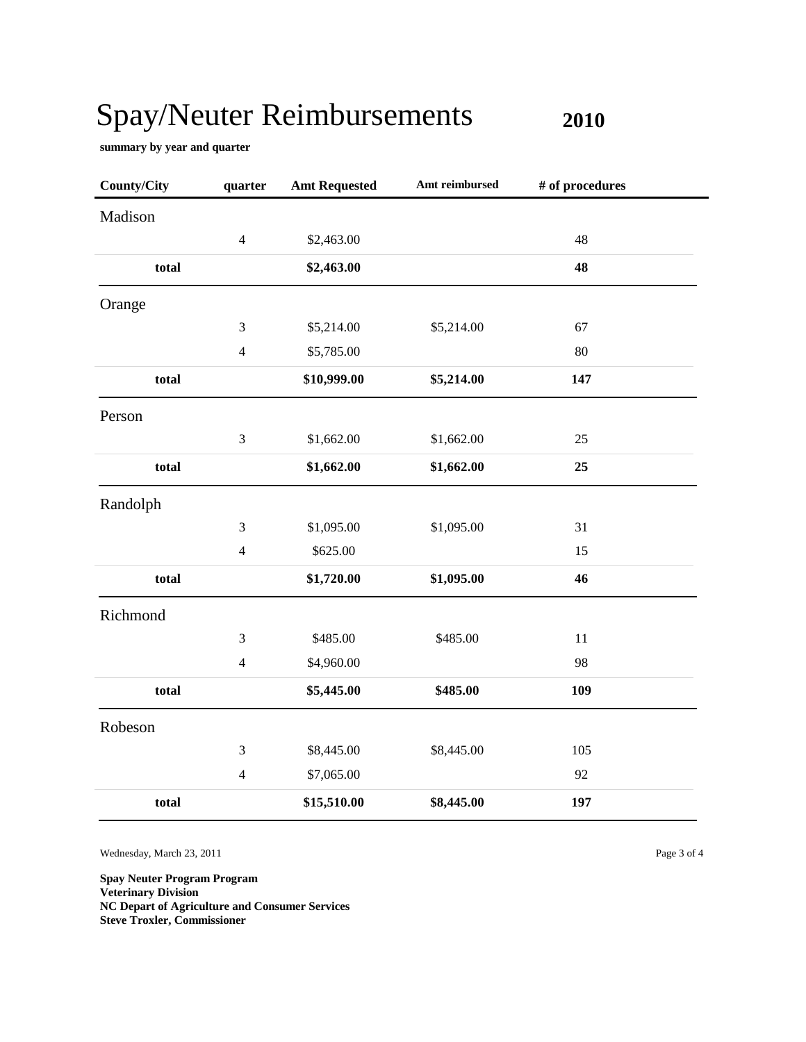# Spay/Neuter Reimbursements **2010**

**summary by year and quarter**

| County/City | quarter | Amt Requested | Amt reimbursed | # of procedures |
|---|---|---|---|---|
| Madison | | | | |
| | 4 | $2,463.00 | | 48 |
| **total** | | **$2,463.00** | | **48** |
| Orange | | | | |
| | 3 | $5,214.00 | $5,214.00 | 67 |
| | 4 | $5,785.00 | | 80 |
| **total** | | **$10,999.00** | **$5,214.00** | **147** |
| Person | | | | |
| | 3 | $1,662.00 | $1,662.00 | 25 |
| **total** | | **$1,662.00** | **$1,662.00** | **25** |
| Randolph | | | | |
| | 3 | $1,095.00 | $1,095.00 | 31 |
| | 4 | $625.00 | | 15 |
| **total** | | **$1,720.00** | **$1,095.00** | **46** |
| Richmond | | | | |
| | 3 | $485.00 | $485.00 | 11 |
| | 4 | $4,960.00 | | 98 |
| **total** | | **$5,445.00** | **$485.00** | **109** |
| Robeson | | | | |
| | 3 | $8,445.00 | $8,445.00 | 105 |
| | 4 | $7,065.00 | | 92 |
| **total** | | **$15,510.00** | **$8,445.00** | **197** |

Wednesday, March 23, 2011

**Spay Neuter Program Program**
**Veterinary Division**
**NC Depart of Agriculture and Consumer Services**
**Steve Troxler, Commissioner**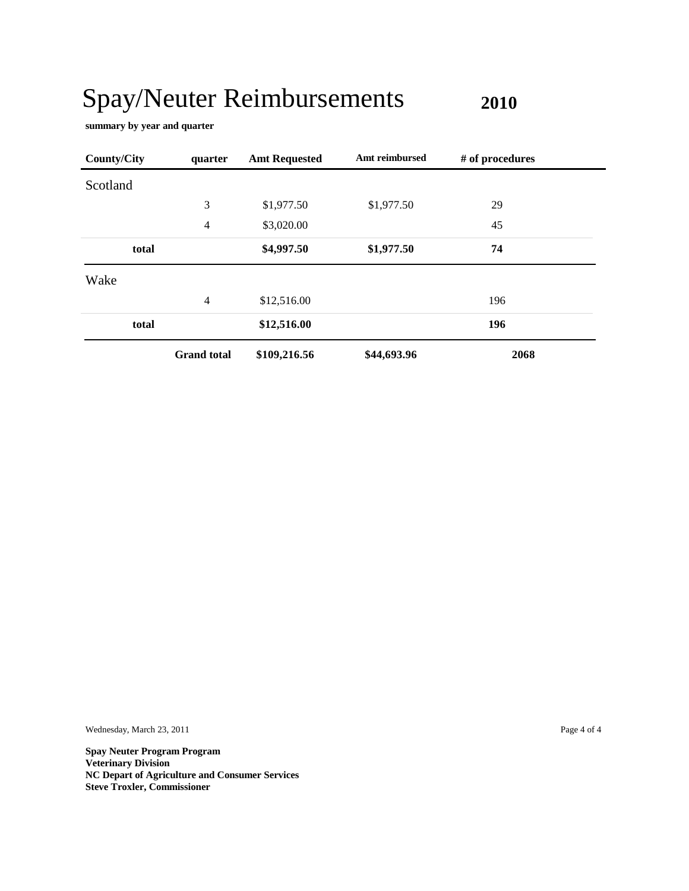# Spay/Neuter Reimbursements **2010**

**summary by year and quarter**

| County/City | quarter | Amt Requested | Amt reimbursed | # of procedures |
|---|---|---|---|---|
| Scotland | | | | |
| | 3 | $1,977.50 | $1,977.50 | 29 |
| | 4 | $3,020.00 | | 45 |
| **total** | | **$4,997.50** | **$1,977.50** | **74** |
| Wake | | | | |
| | 4 | $12,516.00 | | 196 |
| **total** | | **$12,516.00** | | **196** |
| | **Grand total** | **$109,216.56** | **$44,693.96** | **2068** |

Wednesday, March 23, 2011

**Spay Neuter Program Program**
**Veterinary Division**
**NC Depart of Agriculture and Consumer Services**
**Steve Troxler, Commissioner**